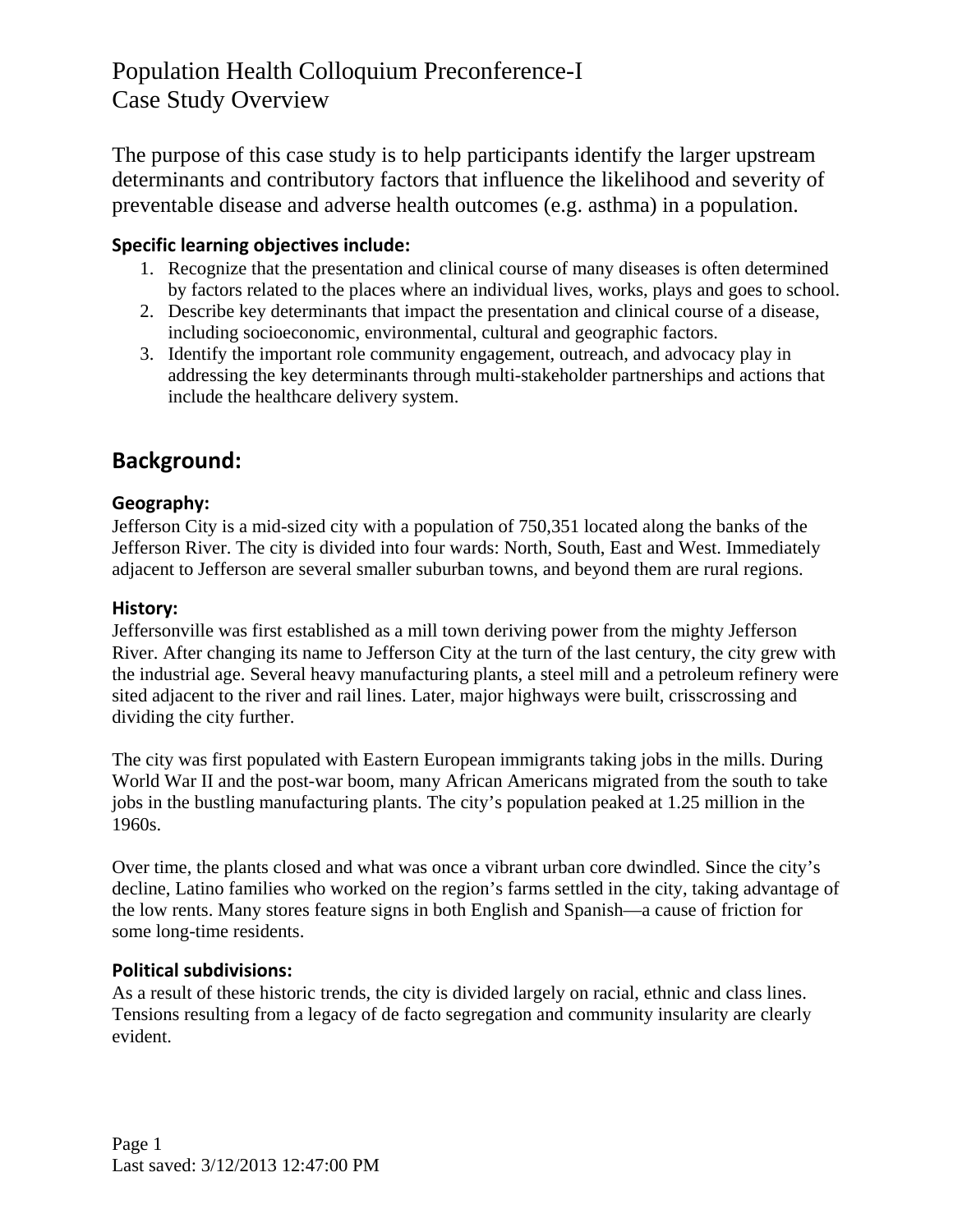# Population Health Colloquium Preconference-I
# Case Study Overview

The purpose of this case study is to help participants identify the larger upstream determinants and contributory factors that influence the likelihood and severity of preventable disease and adverse health outcomes (e.g. asthma) in a population.

### Specific learning objectives include:

1. Recognize that the presentation and clinical course of many diseases is often determined by factors related to the places where an individual lives, works, plays and goes to school.
2. Describe key determinants that impact the presentation and clinical course of a disease, including socioeconomic, environmental, cultural and geographic factors.
3. Identify the important role community engagement, outreach, and advocacy play in addressing the key determinants through multi-stakeholder partnerships and actions that include the healthcare delivery system.

## Background:

### Geography:

Jefferson City is a mid-sized city with a population of 750,351 located along the banks of the Jefferson River. The city is divided into four wards: North, South, East and West. Immediately adjacent to Jefferson are several smaller suburban towns, and beyond them are rural regions.

### History:

Jeffersonville was first established as a mill town deriving power from the mighty Jefferson River. After changing its name to Jefferson City at the turn of the last century, the city grew with the industrial age. Several heavy manufacturing plants, a steel mill and a petroleum refinery were sited adjacent to the river and rail lines. Later, major highways were built, crisscrossing and dividing the city further.

The city was first populated with Eastern European immigrants taking jobs in the mills. During World War II and the post-war boom, many African Americans migrated from the south to take jobs in the bustling manufacturing plants. The city's population peaked at 1.25 million in the 1960s.

Over time, the plants closed and what was once a vibrant urban core dwindled. Since the city's decline, Latino families who worked on the region's farms settled in the city, taking advantage of the low rents. Many stores feature signs in both English and Spanish—a cause of friction for some long-time residents.

### Political subdivisions:

As a result of these historic trends, the city is divided largely on racial, ethnic and class lines. Tensions resulting from a legacy of de facto segregation and community insularity are clearly evident.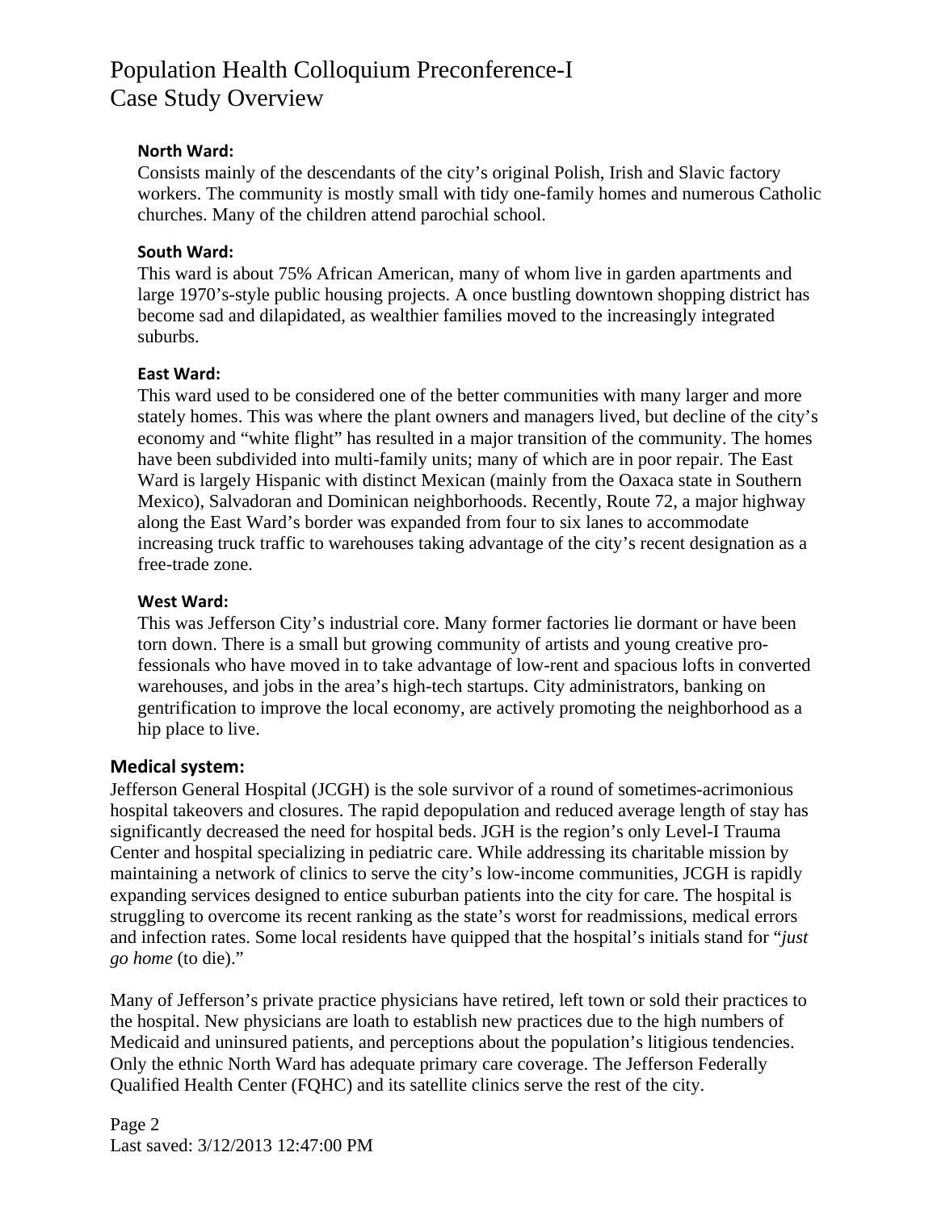#### North Ward:

Consists mainly of the descendants of the city's original Polish, Irish and Slavic factory workers. The community is mostly small with tidy one-family homes and numerous Catholic churches. Many of the children attend parochial school.

#### South Ward:

This ward is about 75% African American, many of whom live in garden apartments and large 1970's-style public housing projects. A once bustling downtown shopping district has become sad and dilapidated, as wealthier families moved to the increasingly integrated suburbs.

#### East Ward:

This ward used to be considered one of the better communities with many larger and more stately homes. This was where the plant owners and managers lived, but decline of the city's economy and "white flight" has resulted in a major transition of the community. The homes have been subdivided into multi-family units; many of which are in poor repair. The East Ward is largely Hispanic with distinct Mexican (mainly from the Oaxaca state in Southern Mexico), Salvadoran and Dominican neighborhoods. Recently, Route 72, a major highway along the East Ward's border was expanded from four to six lanes to accommodate increasing truck traffic to warehouses taking advantage of the city's recent designation as a free-trade zone.

#### West Ward:

This was Jefferson City's industrial core. Many former factories lie dormant or have been torn down. There is a small but growing community of artists and young creative professionals who have moved in to take advantage of low-rent and spacious lofts in converted warehouses, and jobs in the area's high-tech startups. City administrators, banking on gentrification to improve the local economy, are actively promoting the neighborhood as a hip place to live.

### Medical system:

Jefferson General Hospital (JCGH) is the sole survivor of a round of sometimes-acrimonious hospital takeovers and closures. The rapid depopulation and reduced average length of stay has significantly decreased the need for hospital beds. JGH is the region's only Level-I Trauma Center and hospital specializing in pediatric care. While addressing its charitable mission by maintaining a network of clinics to serve the city's low-income communities, JCGH is rapidly expanding services designed to entice suburban patients into the city for care. The hospital is struggling to overcome its recent ranking as the state's worst for readmissions, medical errors and infection rates. Some local residents have quipped that the hospital's initials stand for "*just go home* (to die)."

Many of Jefferson's private practice physicians have retired, left town or sold their practices to the hospital. New physicians are loath to establish new practices due to the high numbers of Medicaid and uninsured patients, and perceptions about the population's litigious tendencies. Only the ethnic North Ward has adequate primary care coverage. The Jefferson Federally Qualified Health Center (FQHC) and its satellite clinics serve the rest of the city.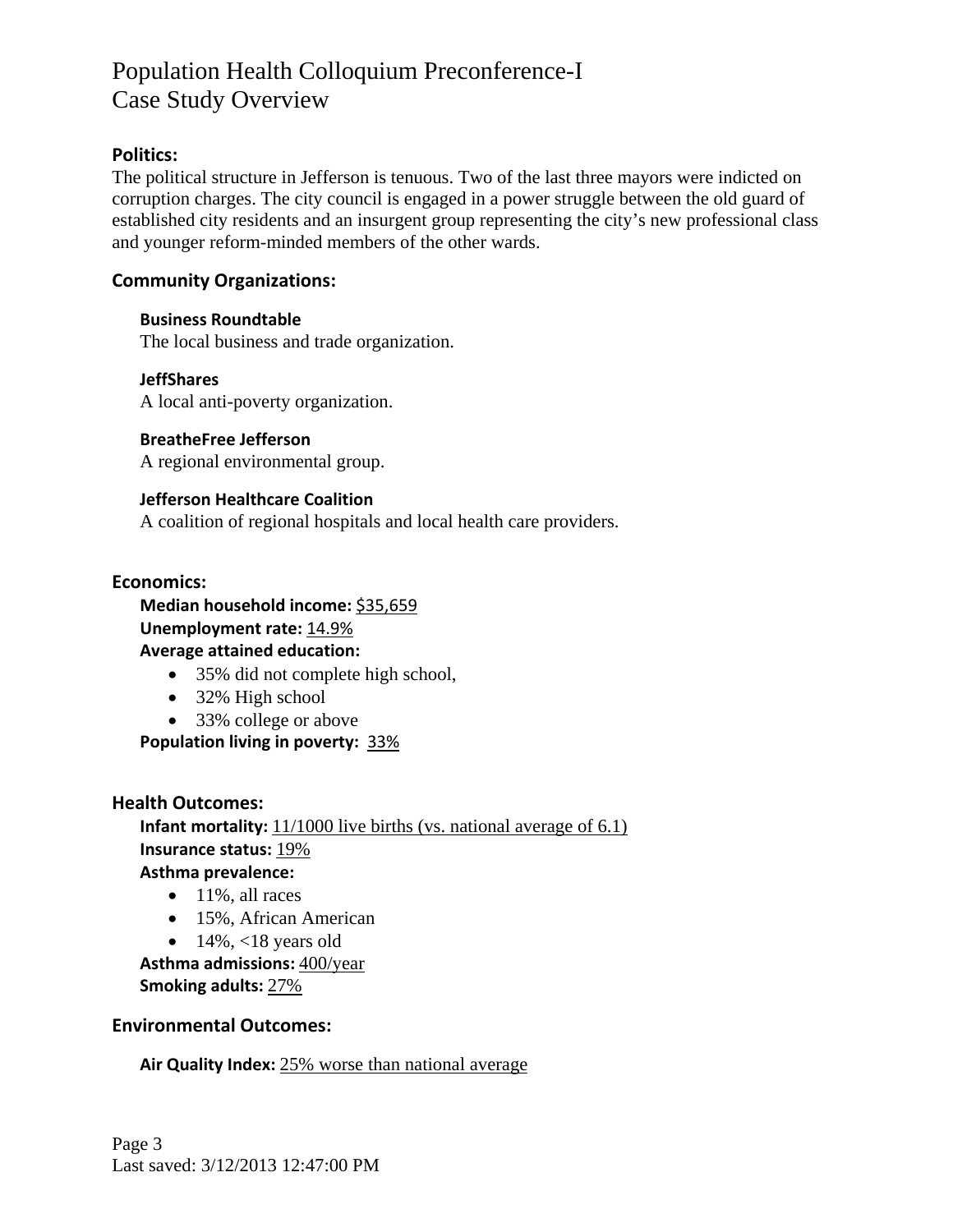# Population Health Colloquium Preconference-I
# Case Study Overview

## Politics:

The political structure in Jefferson is tenuous. Two of the last three mayors were indicted on corruption charges. The city council is engaged in a power struggle between the old guard of established city residents and an insurgent group representing the city's new professional class and younger reform-minded members of the other wards.

## Community Organizations:

### Business Roundtable
The local business and trade organization.

### JeffShares
A local anti-poverty organization.

### BreatheFree Jefferson
A regional environmental group.

### Jefferson Healthcare Coalition
A coalition of regional hospitals and local health care providers.

## Economics:

**Median household income:** $35,659
**Unemployment rate:** 14.9%
**Average attained education:**

- 35% did not complete high school,
- 32% High school
- 33% college or above

**Population living in poverty:** 33%

## Health Outcomes:

**Infant mortality:** 11/1000 live births (vs. national average of 6.1)
**Insurance status:** 19%
**Asthma prevalence:**

- 11%, all races
- 15%, African American
- 14%, <18 years old

**Asthma admissions:** 400/year
**Smoking adults:** 27%

## Environmental Outcomes:

**Air Quality Index:** 25% worse than national average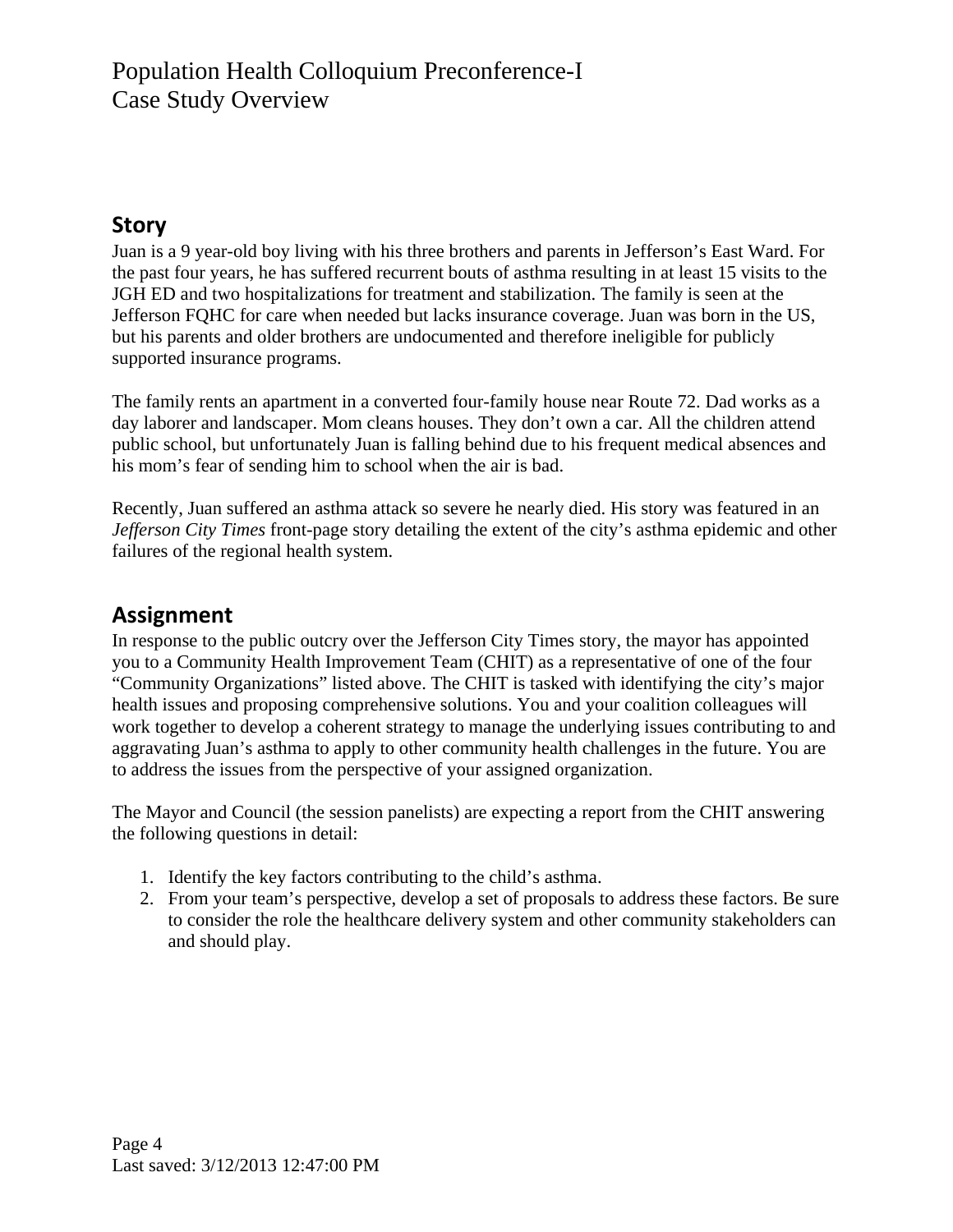# Population Health Colloquium Preconference-I
Case Study Overview

## Story

Juan is a 9 year-old boy living with his three brothers and parents in Jefferson's East Ward. For the past four years, he has suffered recurrent bouts of asthma resulting in at least 15 visits to the JGH ED and two hospitalizations for treatment and stabilization. The family is seen at the Jefferson FQHC for care when needed but lacks insurance coverage. Juan was born in the US, but his parents and older brothers are undocumented and therefore ineligible for publicly supported insurance programs.

The family rents an apartment in a converted four-family house near Route 72. Dad works as a day laborer and landscaper. Mom cleans houses. They don't own a car. All the children attend public school, but unfortunately Juan is falling behind due to his frequent medical absences and his mom's fear of sending him to school when the air is bad.

Recently, Juan suffered an asthma attack so severe he nearly died. His story was featured in an *Jefferson City Times* front-page story detailing the extent of the city's asthma epidemic and other failures of the regional health system.

## Assignment

In response to the public outcry over the Jefferson City Times story, the mayor has appointed you to a Community Health Improvement Team (CHIT) as a representative of one of the four "Community Organizations" listed above. The CHIT is tasked with identifying the city's major health issues and proposing comprehensive solutions. You and your coalition colleagues will work together to develop a coherent strategy to manage the underlying issues contributing to and aggravating Juan's asthma to apply to other community health challenges in the future. You are to address the issues from the perspective of your assigned organization.

The Mayor and Council (the session panelists) are expecting a report from the CHIT answering the following questions in detail:

1. Identify the key factors contributing to the child's asthma.
2. From your team's perspective, develop a set of proposals to address these factors. Be sure to consider the role the healthcare delivery system and other community stakeholders can and should play.

Last saved: 3/12/2013 12:47:00 PM